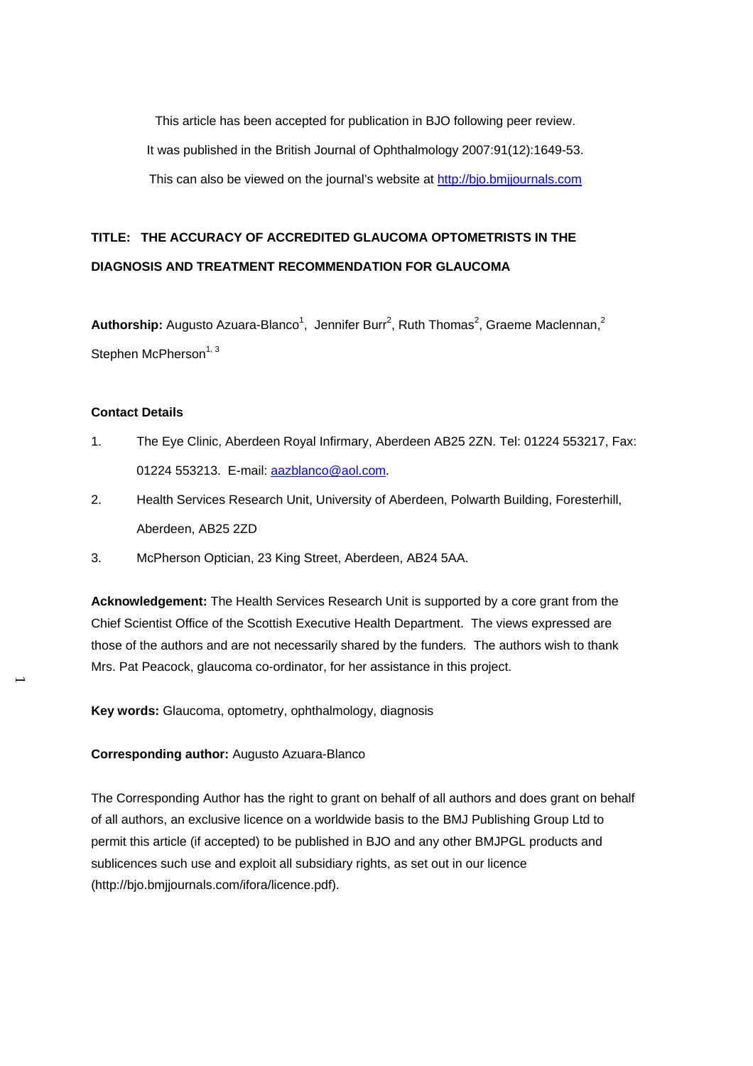This article has been accepted for publication in BJO following peer review.

It was published in the British Journal of Ophthalmology 2007:91(12):1649-53.

This can also be viewed on the journal's website at http://bjo.bmjjournals.com

**TITLE: THE ACCURACY OF ACCREDITED GLAUCOMA OPTOMETRISTS IN THE DIAGNOSIS AND TREATMENT RECOMMENDATION FOR GLAUCOMA**

**Authorship:** Augusto Azuara-Blanco[1], Jennifer Burr[2], Ruth Thomas[2], Graeme Maclennan,[2] Stephen McPherson[1, 3]

**Contact Details**

1. The Eye Clinic, Aberdeen Royal Infirmary, Aberdeen AB25 2ZN. Tel: 01224 553217, Fax: 01224 553213. E-mail: aazblanco@aol.com.
2. Health Services Research Unit, University of Aberdeen, Polwarth Building, Foresterhill, Aberdeen, AB25 2ZD
3. McPherson Optician, 23 King Street, Aberdeen, AB24 5AA.

**Acknowledgement:** The Health Services Research Unit is supported by a core grant from the Chief Scientist Office of the Scottish Executive Health Department. The views expressed are those of the authors and are not necessarily shared by the funders. The authors wish to thank Mrs. Pat Peacock, glaucoma co-ordinator, for her assistance in this project.

**Key words:** Glaucoma, optometry, ophthalmology, diagnosis

**Corresponding author:** Augusto Azuara-Blanco

The Corresponding Author has the right to grant on behalf of all authors and does grant on behalf of all authors, an exclusive licence on a worldwide basis to the BMJ Publishing Group Ltd to permit this article (if accepted) to be published in BJO and any other BMJPGL products and sublicences such use and exploit all subsidiary rights, as set out in our licence (http://bjo.bmjjournals.com/ifora/licence.pdf).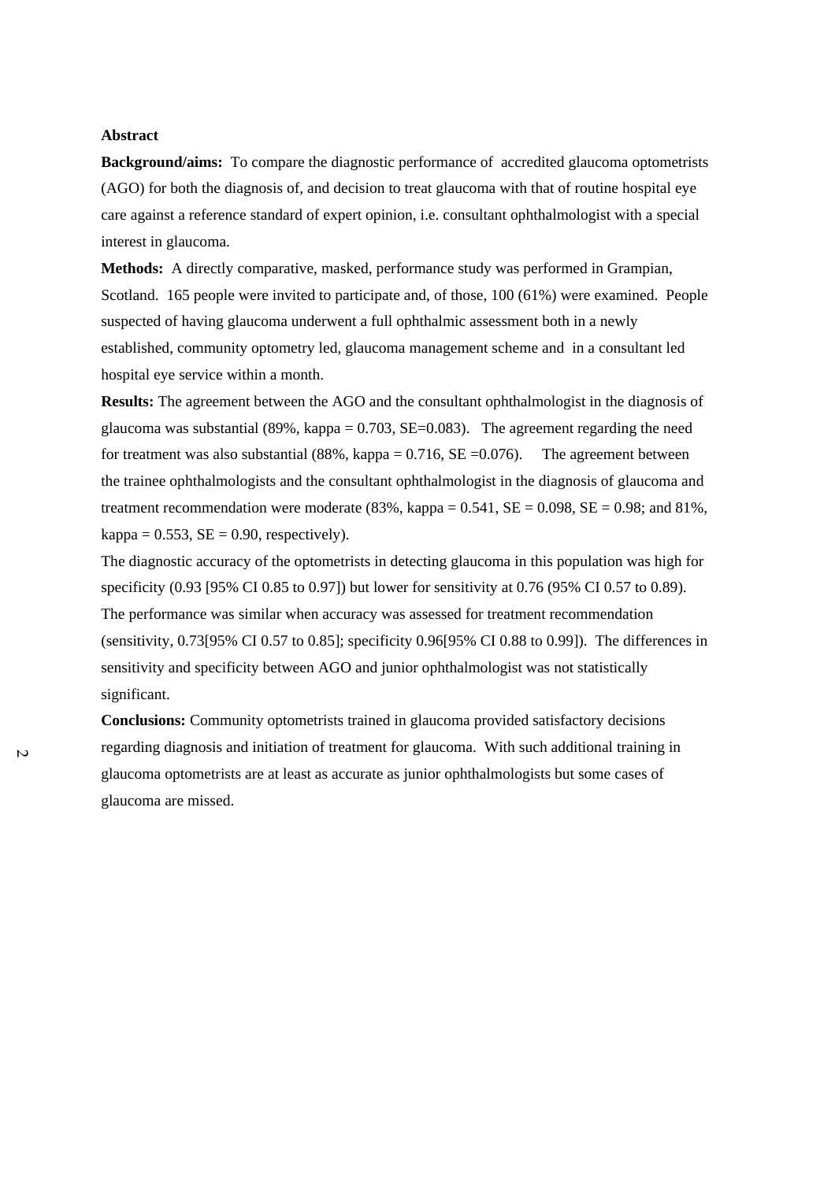**Abstract**

**Background/aims:** To compare the diagnostic performance of accredited glaucoma optometrists (AGO) for both the diagnosis of, and decision to treat glaucoma with that of routine hospital eye care against a reference standard of expert opinion, i.e. consultant ophthalmologist with a special interest in glaucoma.

**Methods:** A directly comparative, masked, performance study was performed in Grampian, Scotland. 165 people were invited to participate and, of those, 100 (61%) were examined. People suspected of having glaucoma underwent a full ophthalmic assessment both in a newly established, community optometry led, glaucoma management scheme and in a consultant led hospital eye service within a month.

**Results:** The agreement between the AGO and the consultant ophthalmologist in the diagnosis of glaucoma was substantial (89%, kappa = 0.703, SE=0.083). The agreement regarding the need for treatment was also substantial (88%, kappa = 0.716, SE =0.076). The agreement between the trainee ophthalmologists and the consultant ophthalmologist in the diagnosis of glaucoma and treatment recommendation were moderate (83%, kappa = 0.541, SE = 0.098, SE = 0.98; and 81%, kappa = 0.553, SE = 0.90, respectively).

The diagnostic accuracy of the optometrists in detecting glaucoma in this population was high for specificity (0.93 [95% CI 0.85 to 0.97]) but lower for sensitivity at 0.76 (95% CI 0.57 to 0.89). The performance was similar when accuracy was assessed for treatment recommendation (sensitivity, 0.73[95% CI 0.57 to 0.85]; specificity 0.96[95% CI 0.88 to 0.99]). The differences in sensitivity and specificity between AGO and junior ophthalmologist was not statistically significant.

**Conclusions:** Community optometrists trained in glaucoma provided satisfactory decisions regarding diagnosis and initiation of treatment for glaucoma. With such additional training in glaucoma optometrists are at least as accurate as junior ophthalmologists but some cases of glaucoma are missed.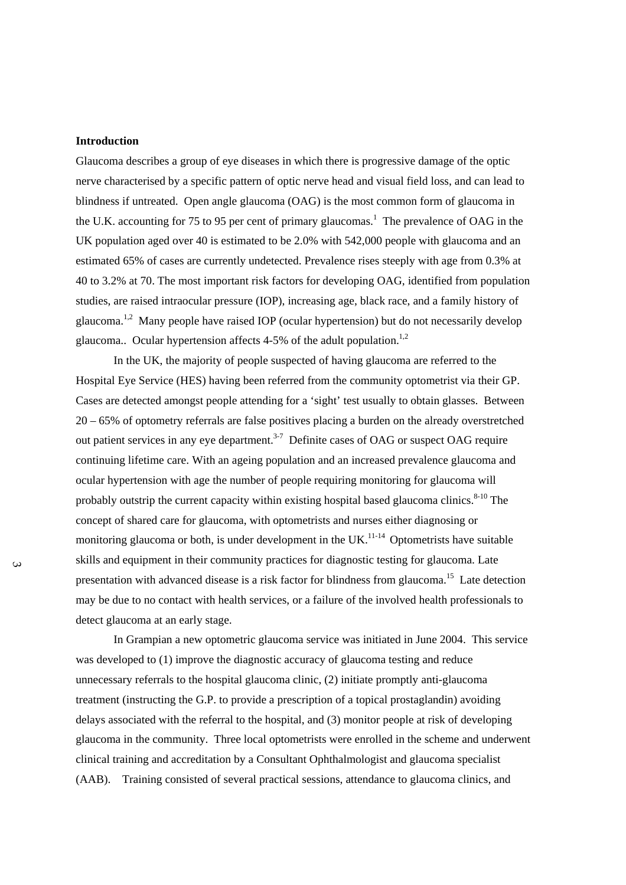**Introduction**

Glaucoma describes a group of eye diseases in which there is progressive damage of the optic nerve characterised by a specific pattern of optic nerve head and visual field loss, and can lead to blindness if untreated. Open angle glaucoma (OAG) is the most common form of glaucoma in the U.K. accounting for 75 to 95 per cent of primary glaucomas.[1] The prevalence of OAG in the UK population aged over 40 is estimated to be 2.0% with 542,000 people with glaucoma and an estimated 65% of cases are currently undetected. Prevalence rises steeply with age from 0.3% at 40 to 3.2% at 70. The most important risk factors for developing OAG, identified from population studies, are raised intraocular pressure (IOP), increasing age, black race, and a family history of glaucoma.[1,2] Many people have raised IOP (ocular hypertension) but do not necessarily develop glaucoma.. Ocular hypertension affects 4-5% of the adult population.[1,2]

In the UK, the majority of people suspected of having glaucoma are referred to the Hospital Eye Service (HES) having been referred from the community optometrist via their GP. Cases are detected amongst people attending for a 'sight' test usually to obtain glasses. Between 20 – 65% of optometry referrals are false positives placing a burden on the already overstretched out patient services in any eye department.[3-7] Definite cases of OAG or suspect OAG require continuing lifetime care. With an ageing population and an increased prevalence glaucoma and ocular hypertension with age the number of people requiring monitoring for glaucoma will probably outstrip the current capacity within existing hospital based glaucoma clinics.[8-10] The concept of shared care for glaucoma, with optometrists and nurses either diagnosing or monitoring glaucoma or both, is under development in the UK.[11-14] Optometrists have suitable skills and equipment in their community practices for diagnostic testing for glaucoma. Late presentation with advanced disease is a risk factor for blindness from glaucoma.[15] Late detection may be due to no contact with health services, or a failure of the involved health professionals to detect glaucoma at an early stage.

In Grampian a new optometric glaucoma service was initiated in June 2004. This service was developed to (1) improve the diagnostic accuracy of glaucoma testing and reduce unnecessary referrals to the hospital glaucoma clinic, (2) initiate promptly anti-glaucoma treatment (instructing the G.P. to provide a prescription of a topical prostaglandin) avoiding delays associated with the referral to the hospital, and (3) monitor people at risk of developing glaucoma in the community. Three local optometrists were enrolled in the scheme and underwent clinical training and accreditation by a Consultant Ophthalmologist and glaucoma specialist (AAB). Training consisted of several practical sessions, attendance to glaucoma clinics, and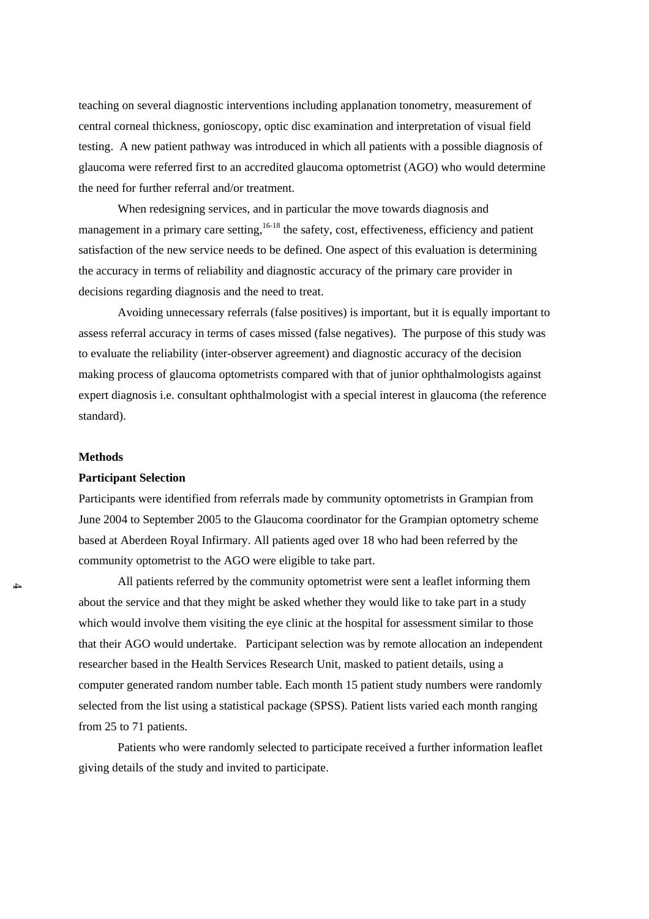teaching on several diagnostic interventions including applanation tonometry, measurement of central corneal thickness, gonioscopy, optic disc examination and interpretation of visual field testing. A new patient pathway was introduced in which all patients with a possible diagnosis of glaucoma were referred first to an accredited glaucoma optometrist (AGO) who would determine the need for further referral and/or treatment.

When redesigning services, and in particular the move towards diagnosis and management in a primary care setting,[16-18] the safety, cost, effectiveness, efficiency and patient satisfaction of the new service needs to be defined. One aspect of this evaluation is determining the accuracy in terms of reliability and diagnostic accuracy of the primary care provider in decisions regarding diagnosis and the need to treat.

Avoiding unnecessary referrals (false positives) is important, but it is equally important to assess referral accuracy in terms of cases missed (false negatives). The purpose of this study was to evaluate the reliability (inter-observer agreement) and diagnostic accuracy of the decision making process of glaucoma optometrists compared with that of junior ophthalmologists against expert diagnosis i.e. consultant ophthalmologist with a special interest in glaucoma (the reference standard).

## Methods

### Participant Selection

Participants were identified from referrals made by community optometrists in Grampian from June 2004 to September 2005 to the Glaucoma coordinator for the Grampian optometry scheme based at Aberdeen Royal Infirmary. All patients aged over 18 who had been referred by the community optometrist to the AGO were eligible to take part.

All patients referred by the community optometrist were sent a leaflet informing them about the service and that they might be asked whether they would like to take part in a study which would involve them visiting the eye clinic at the hospital for assessment similar to those that their AGO would undertake. Participant selection was by remote allocation an independent researcher based in the Health Services Research Unit, masked to patient details, using a computer generated random number table. Each month 15 patient study numbers were randomly selected from the list using a statistical package (SPSS). Patient lists varied each month ranging from 25 to 71 patients.

Patients who were randomly selected to participate received a further information leaflet giving details of the study and invited to participate.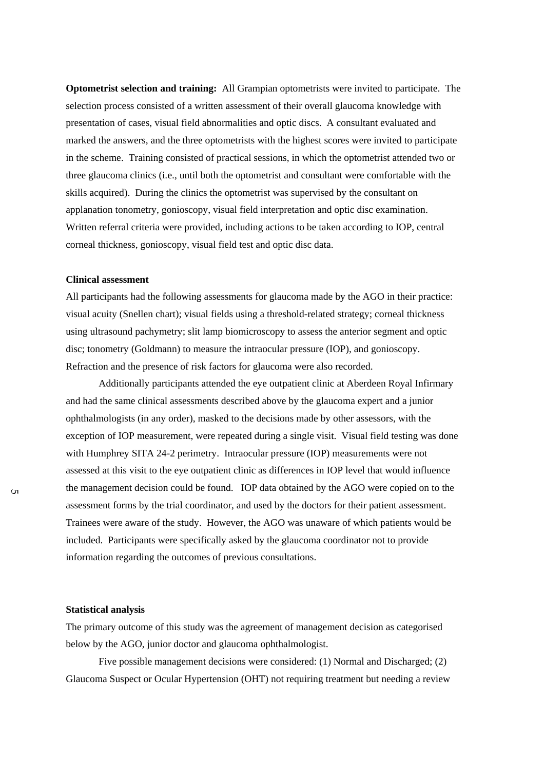**Optometrist selection and training:** All Grampian optometrists were invited to participate. The selection process consisted of a written assessment of their overall glaucoma knowledge with presentation of cases, visual field abnormalities and optic discs. A consultant evaluated and marked the answers, and the three optometrists with the highest scores were invited to participate in the scheme. Training consisted of practical sessions, in which the optometrist attended two or three glaucoma clinics (i.e., until both the optometrist and consultant were comfortable with the skills acquired). During the clinics the optometrist was supervised by the consultant on applanation tonometry, gonioscopy, visual field interpretation and optic disc examination. Written referral criteria were provided, including actions to be taken according to IOP, central corneal thickness, gonioscopy, visual field test and optic disc data.

### Clinical assessment

All participants had the following assessments for glaucoma made by the AGO in their practice: visual acuity (Snellen chart); visual fields using a threshold-related strategy; corneal thickness using ultrasound pachymetry; slit lamp biomicroscopy to assess the anterior segment and optic disc; tonometry (Goldmann) to measure the intraocular pressure (IOP), and gonioscopy. Refraction and the presence of risk factors for glaucoma were also recorded.

Additionally participants attended the eye outpatient clinic at Aberdeen Royal Infirmary and had the same clinical assessments described above by the glaucoma expert and a junior ophthalmologists (in any order), masked to the decisions made by other assessors, with the exception of IOP measurement, were repeated during a single visit. Visual field testing was done with Humphrey SITA 24-2 perimetry. Intraocular pressure (IOP) measurements were not assessed at this visit to the eye outpatient clinic as differences in IOP level that would influence the management decision could be found. IOP data obtained by the AGO were copied on to the assessment forms by the trial coordinator, and used by the doctors for their patient assessment. Trainees were aware of the study. However, the AGO was unaware of which patients would be included. Participants were specifically asked by the glaucoma coordinator not to provide information regarding the outcomes of previous consultations.

### Statistical analysis

The primary outcome of this study was the agreement of management decision as categorised below by the AGO, junior doctor and glaucoma ophthalmologist.

Five possible management decisions were considered: (1) Normal and Discharged; (2) Glaucoma Suspect or Ocular Hypertension (OHT) not requiring treatment but needing a review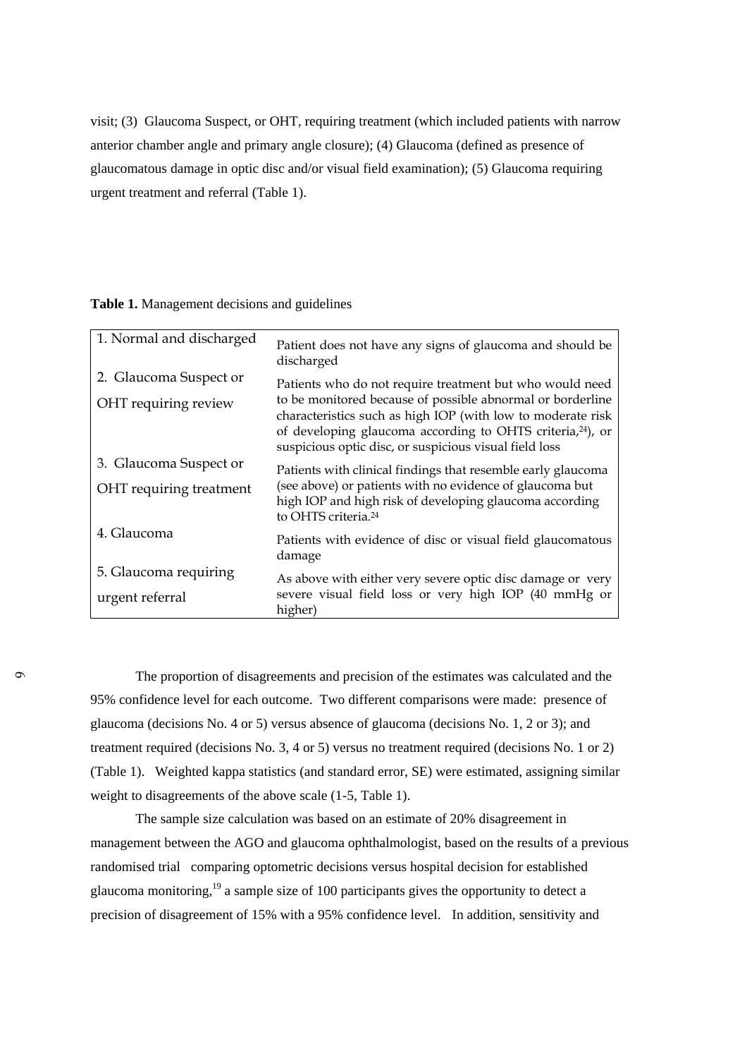visit; (3) Glaucoma Suspect, or OHT, requiring treatment (which included patients with narrow anterior chamber angle and primary angle closure); (4) Glaucoma (defined as presence of glaucomatous damage in optic disc and/or visual field examination); (5) Glaucoma requiring urgent treatment and referral (Table 1).

**Table 1.** Management decisions and guidelines

| | |
|---|---|
| 1. Normal and discharged | Patient does not have any signs of glaucoma and should be discharged |
| 2. Glaucoma Suspect or OHT requiring review | Patients who do not require treatment but who would need to be monitored because of possible abnormal or borderline characteristics such as high IOP (with low to moderate risk of developing glaucoma according to OHTS criteria,[24]), or suspicious optic disc, or suspicious visual field loss |
| 3. Glaucoma Suspect or OHT requiring treatment | Patients with clinical findings that resemble early glaucoma (see above) or patients with no evidence of glaucoma but high IOP and high risk of developing glaucoma according to OHTS criteria.[24] |
| 4. Glaucoma | Patients with evidence of disc or visual field glaucomatous damage |
| 5. Glaucoma requiring urgent referral | As above with either very severe optic disc damage or very severe visual field loss or very high IOP (40 mmHg or higher) |

The proportion of disagreements and precision of the estimates was calculated and the 95% confidence level for each outcome. Two different comparisons were made: presence of glaucoma (decisions No. 4 or 5) versus absence of glaucoma (decisions No. 1, 2 or 3); and treatment required (decisions No. 3, 4 or 5) versus no treatment required (decisions No. 1 or 2) (Table 1). Weighted kappa statistics (and standard error, SE) were estimated, assigning similar weight to disagreements of the above scale (1-5, Table 1).

The sample size calculation was based on an estimate of 20% disagreement in management between the AGO and glaucoma ophthalmologist, based on the results of a previous randomised trial comparing optometric decisions versus hospital decision for established glaucoma monitoring,[19] a sample size of 100 participants gives the opportunity to detect a precision of disagreement of 15% with a 95% confidence level. In addition, sensitivity and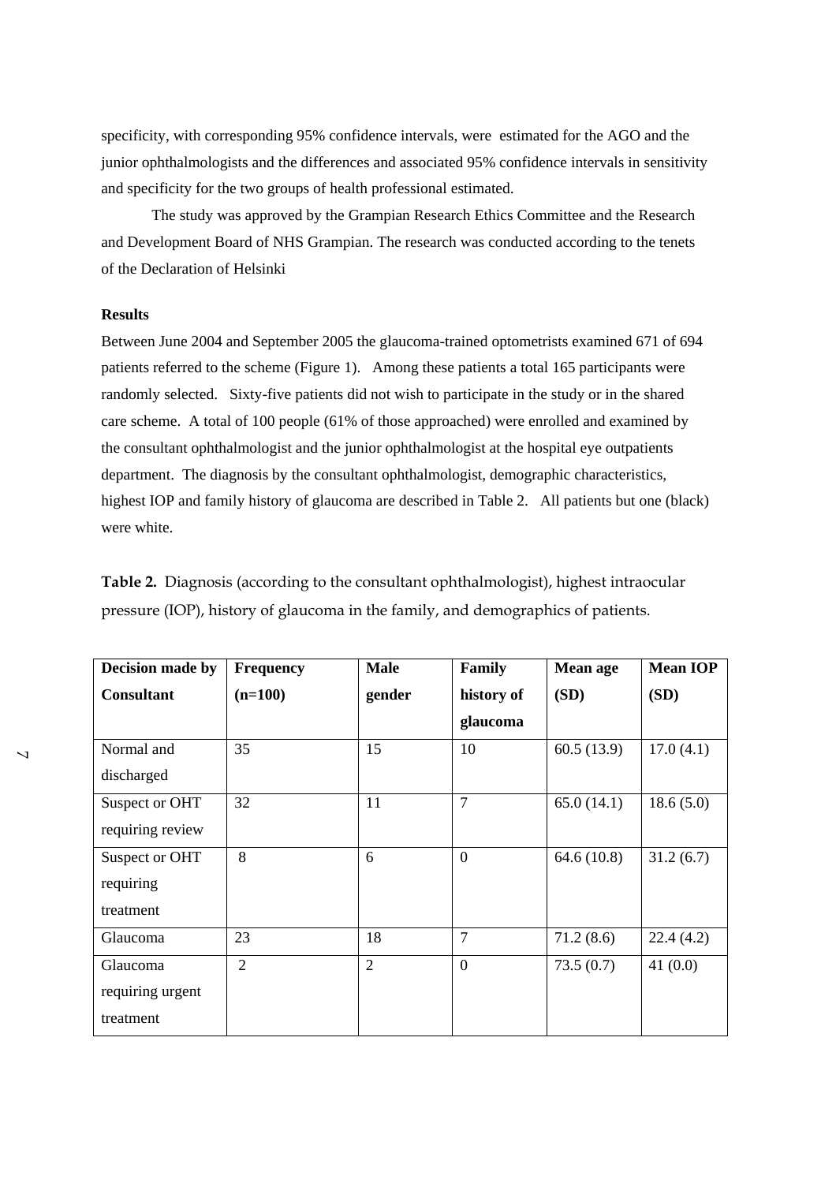specificity, with corresponding 95% confidence intervals, were estimated for the AGO and the junior ophthalmologists and the differences and associated 95% confidence intervals in sensitivity and specificity for the two groups of health professional estimated.

The study was approved by the Grampian Research Ethics Committee and the Research and Development Board of NHS Grampian. The research was conducted according to the tenets of the Declaration of Helsinki

**Results**

Between June 2004 and September 2005 the glaucoma-trained optometrists examined 671 of 694 patients referred to the scheme (Figure 1). Among these patients a total 165 participants were randomly selected. Sixty-five patients did not wish to participate in the study or in the shared care scheme. A total of 100 people (61% of those approached) were enrolled and examined by the consultant ophthalmologist and the junior ophthalmologist at the hospital eye outpatients department. The diagnosis by the consultant ophthalmologist, demographic characteristics, highest IOP and family history of glaucoma are described in Table 2. All patients but one (black) were white.

**Table 2.** Diagnosis (according to the consultant ophthalmologist), highest intraocular pressure (IOP), history of glaucoma in the family, and demographics of patients.

| Decision made by Consultant | Frequency (n=100) | Male gender | Family history of glaucoma | Mean age (SD) | Mean IOP (SD) |
|---|---|---|---|---|---|
| Normal and discharged | 35 | 15 | 10 | 60.5 (13.9) | 17.0 (4.1) |
| Suspect or OHT requiring review | 32 | 11 | 7 | 65.0 (14.1) | 18.6 (5.0) |
| Suspect or OHT requiring treatment | 8 | 6 | 0 | 64.6 (10.8) | 31.2 (6.7) |
| Glaucoma | 23 | 18 | 7 | 71.2 (8.6) | 22.4 (4.2) |
| Glaucoma requiring urgent treatment | 2 | 2 | 0 | 73.5 (0.7) | 41 (0.0) |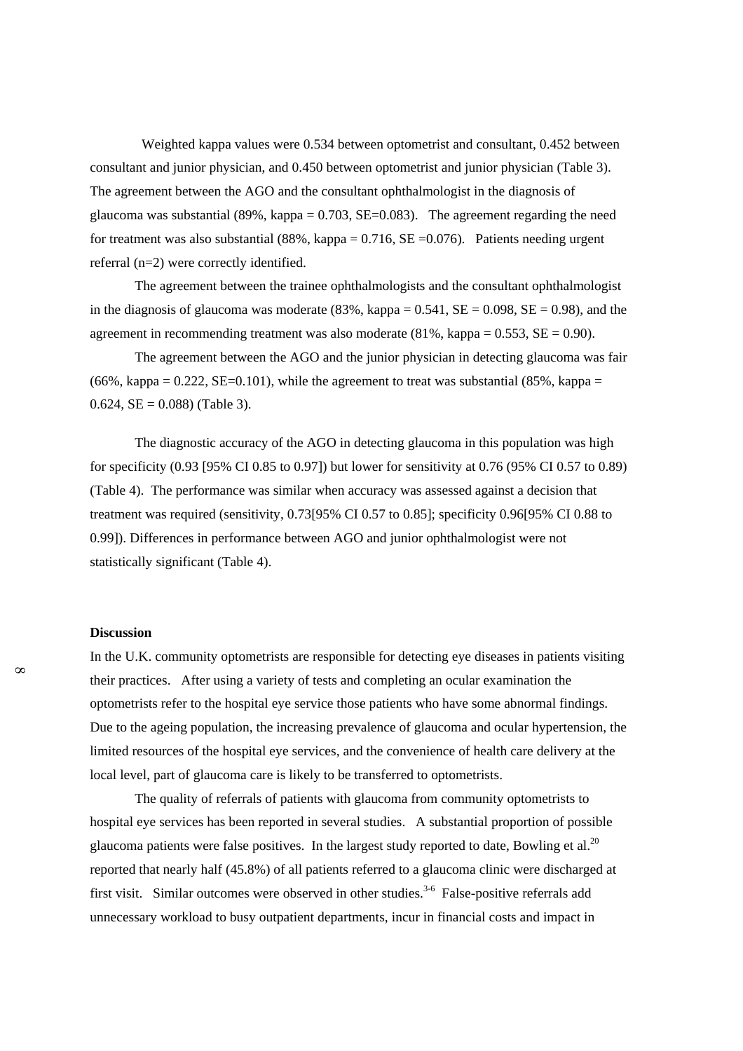Weighted kappa values were 0.534 between optometrist and consultant, 0.452 between consultant and junior physician, and 0.450 between optometrist and junior physician (Table 3). The agreement between the AGO and the consultant ophthalmologist in the diagnosis of glaucoma was substantial (89%, kappa = 0.703, SE=0.083). The agreement regarding the need for treatment was also substantial (88%, kappa = 0.716, SE =0.076). Patients needing urgent referral (n=2) were correctly identified.

The agreement between the trainee ophthalmologists and the consultant ophthalmologist in the diagnosis of glaucoma was moderate (83%, kappa = 0.541, SE = 0.098, SE = 0.98), and the agreement in recommending treatment was also moderate (81%, kappa = 0.553, SE = 0.90).

The agreement between the AGO and the junior physician in detecting glaucoma was fair (66%, kappa = 0.222, SE=0.101), while the agreement to treat was substantial (85%, kappa = 0.624, SE = 0.088) (Table 3).

The diagnostic accuracy of the AGO in detecting glaucoma in this population was high for specificity (0.93 [95% CI 0.85 to 0.97]) but lower for sensitivity at 0.76 (95% CI 0.57 to 0.89) (Table 4). The performance was similar when accuracy was assessed against a decision that treatment was required (sensitivity, 0.73[95% CI 0.57 to 0.85]; specificity 0.96[95% CI 0.88 to 0.99]). Differences in performance between AGO and junior ophthalmologist were not statistically significant (Table 4).

**Discussion**

In the U.K. community optometrists are responsible for detecting eye diseases in patients visiting their practices. After using a variety of tests and completing an ocular examination the optometrists refer to the hospital eye service those patients who have some abnormal findings. Due to the ageing population, the increasing prevalence of glaucoma and ocular hypertension, the limited resources of the hospital eye services, and the convenience of health care delivery at the local level, part of glaucoma care is likely to be transferred to optometrists.

The quality of referrals of patients with glaucoma from community optometrists to hospital eye services has been reported in several studies. A substantial proportion of possible glaucoma patients were false positives. In the largest study reported to date, Bowling et al.[20] reported that nearly half (45.8%) of all patients referred to a glaucoma clinic were discharged at first visit. Similar outcomes were observed in other studies.[3-6] False-positive referrals add unnecessary workload to busy outpatient departments, incur in financial costs and impact in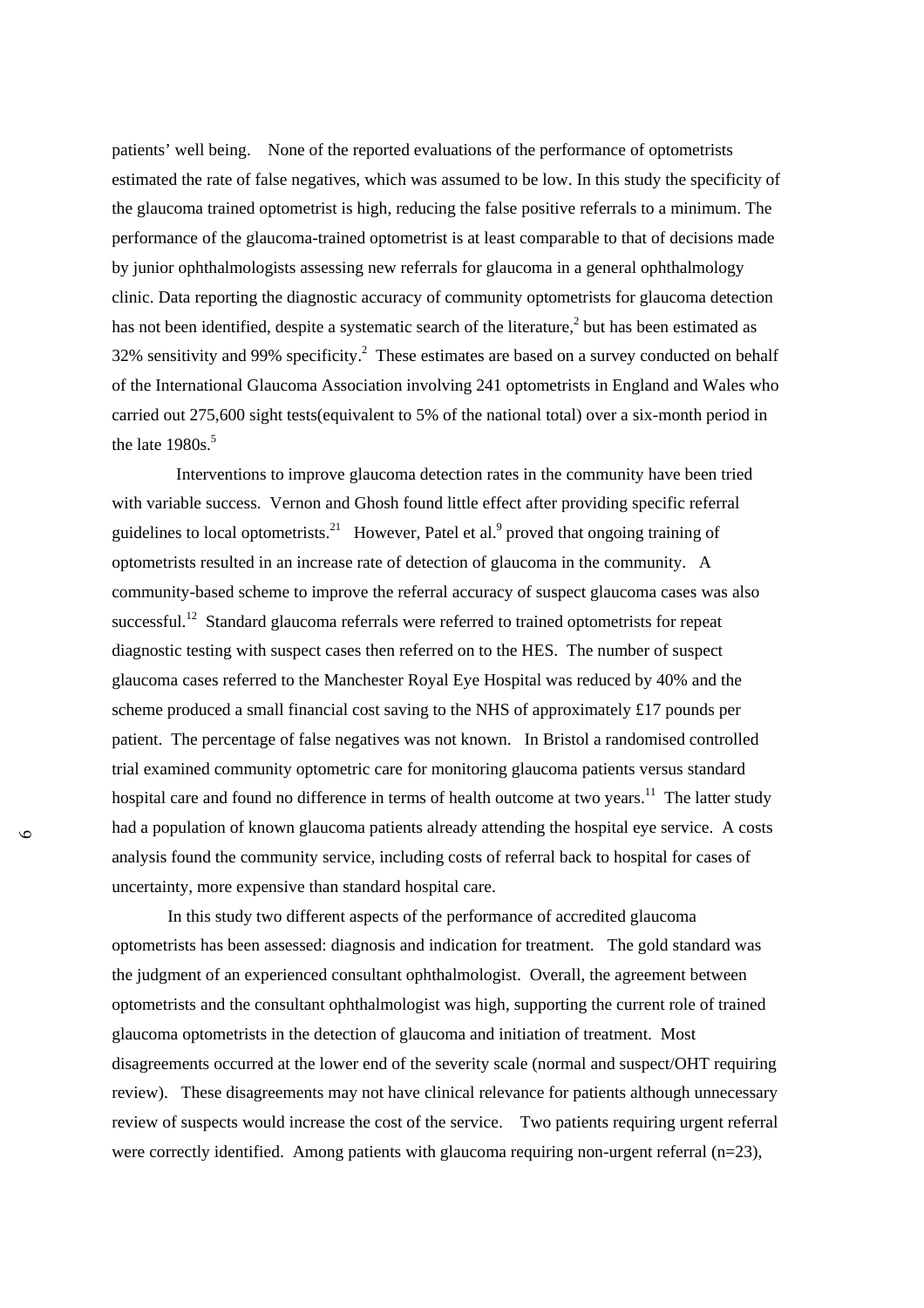patients' well being. None of the reported evaluations of the performance of optometrists estimated the rate of false negatives, which was assumed to be low. In this study the specificity of the glaucoma trained optometrist is high, reducing the false positive referrals to a minimum. The performance of the glaucoma-trained optometrist is at least comparable to that of decisions made by junior ophthalmologists assessing new referrals for glaucoma in a general ophthalmology clinic. Data reporting the diagnostic accuracy of community optometrists for glaucoma detection has not been identified, despite a systematic search of the literature,[2] but has been estimated as 32% sensitivity and 99% specificity.[2] These estimates are based on a survey conducted on behalf of the International Glaucoma Association involving 241 optometrists in England and Wales who carried out 275,600 sight tests(equivalent to 5% of the national total) over a six-month period in the late 1980s.[5]

Interventions to improve glaucoma detection rates in the community have been tried with variable success. Vernon and Ghosh found little effect after providing specific referral guidelines to local optometrists.[21] However, Patel et al.[9] proved that ongoing training of optometrists resulted in an increase rate of detection of glaucoma in the community. A community-based scheme to improve the referral accuracy of suspect glaucoma cases was also successful.[12] Standard glaucoma referrals were referred to trained optometrists for repeat diagnostic testing with suspect cases then referred on to the HES. The number of suspect glaucoma cases referred to the Manchester Royal Eye Hospital was reduced by 40% and the scheme produced a small financial cost saving to the NHS of approximately £17 pounds per patient. The percentage of false negatives was not known. In Bristol a randomised controlled trial examined community optometric care for monitoring glaucoma patients versus standard hospital care and found no difference in terms of health outcome at two years.[11] The latter study had a population of known glaucoma patients already attending the hospital eye service. A costs analysis found the community service, including costs of referral back to hospital for cases of uncertainty, more expensive than standard hospital care.

In this study two different aspects of the performance of accredited glaucoma optometrists has been assessed: diagnosis and indication for treatment. The gold standard was the judgment of an experienced consultant ophthalmologist. Overall, the agreement between optometrists and the consultant ophthalmologist was high, supporting the current role of trained glaucoma optometrists in the detection of glaucoma and initiation of treatment. Most disagreements occurred at the lower end of the severity scale (normal and suspect/OHT requiring review). These disagreements may not have clinical relevance for patients although unnecessary review of suspects would increase the cost of the service. Two patients requiring urgent referral were correctly identified. Among patients with glaucoma requiring non-urgent referral (n=23),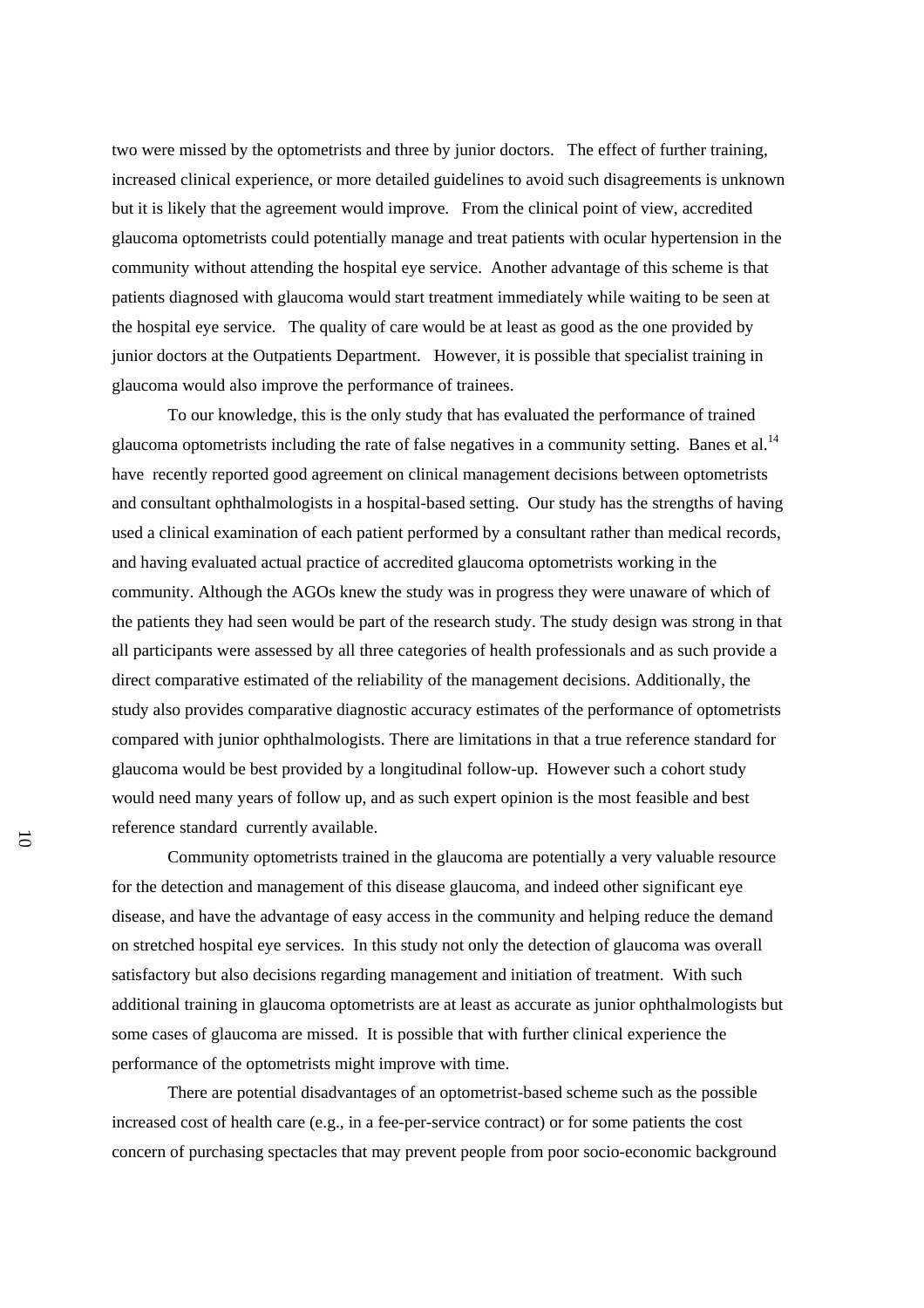two were missed by the optometrists and three by junior doctors. The effect of further training, increased clinical experience, or more detailed guidelines to avoid such disagreements is unknown but it is likely that the agreement would improve. From the clinical point of view, accredited glaucoma optometrists could potentially manage and treat patients with ocular hypertension in the community without attending the hospital eye service. Another advantage of this scheme is that patients diagnosed with glaucoma would start treatment immediately while waiting to be seen at the hospital eye service. The quality of care would be at least as good as the one provided by junior doctors at the Outpatients Department. However, it is possible that specialist training in glaucoma would also improve the performance of trainees.

To our knowledge, this is the only study that has evaluated the performance of trained glaucoma optometrists including the rate of false negatives in a community setting. Banes et al.[14] have recently reported good agreement on clinical management decisions between optometrists and consultant ophthalmologists in a hospital-based setting. Our study has the strengths of having used a clinical examination of each patient performed by a consultant rather than medical records, and having evaluated actual practice of accredited glaucoma optometrists working in the community. Although the AGOs knew the study was in progress they were unaware of which of the patients they had seen would be part of the research study. The study design was strong in that all participants were assessed by all three categories of health professionals and as such provide a direct comparative estimated of the reliability of the management decisions. Additionally, the study also provides comparative diagnostic accuracy estimates of the performance of optometrists compared with junior ophthalmologists. There are limitations in that a true reference standard for glaucoma would be best provided by a longitudinal follow-up. However such a cohort study would need many years of follow up, and as such expert opinion is the most feasible and best reference standard currently available.

Community optometrists trained in the glaucoma are potentially a very valuable resource for the detection and management of this disease glaucoma, and indeed other significant eye disease, and have the advantage of easy access in the community and helping reduce the demand on stretched hospital eye services. In this study not only the detection of glaucoma was overall satisfactory but also decisions regarding management and initiation of treatment. With such additional training in glaucoma optometrists are at least as accurate as junior ophthalmologists but some cases of glaucoma are missed. It is possible that with further clinical experience the performance of the optometrists might improve with time.

There are potential disadvantages of an optometrist-based scheme such as the possible increased cost of health care (e.g., in a fee-per-service contract) or for some patients the cost concern of purchasing spectacles that may prevent people from poor socio-economic background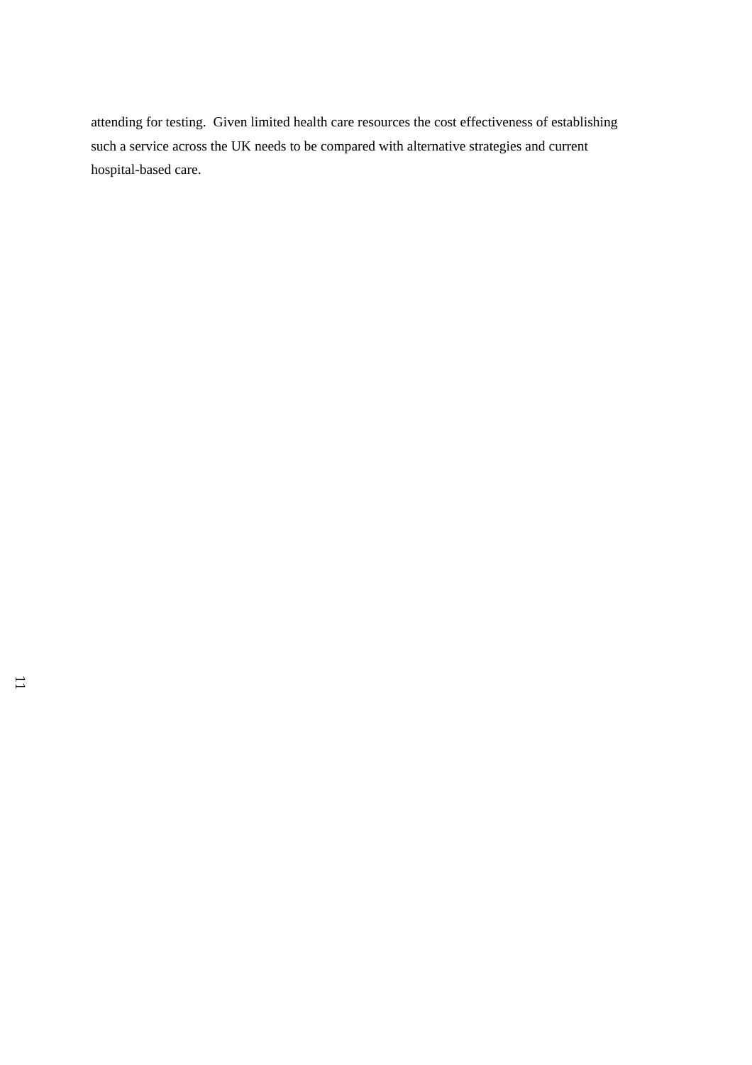attending for testing.  Given limited health care resources the cost effectiveness of establishing such a service across the UK needs to be compared with alternative strategies and current hospital-based care.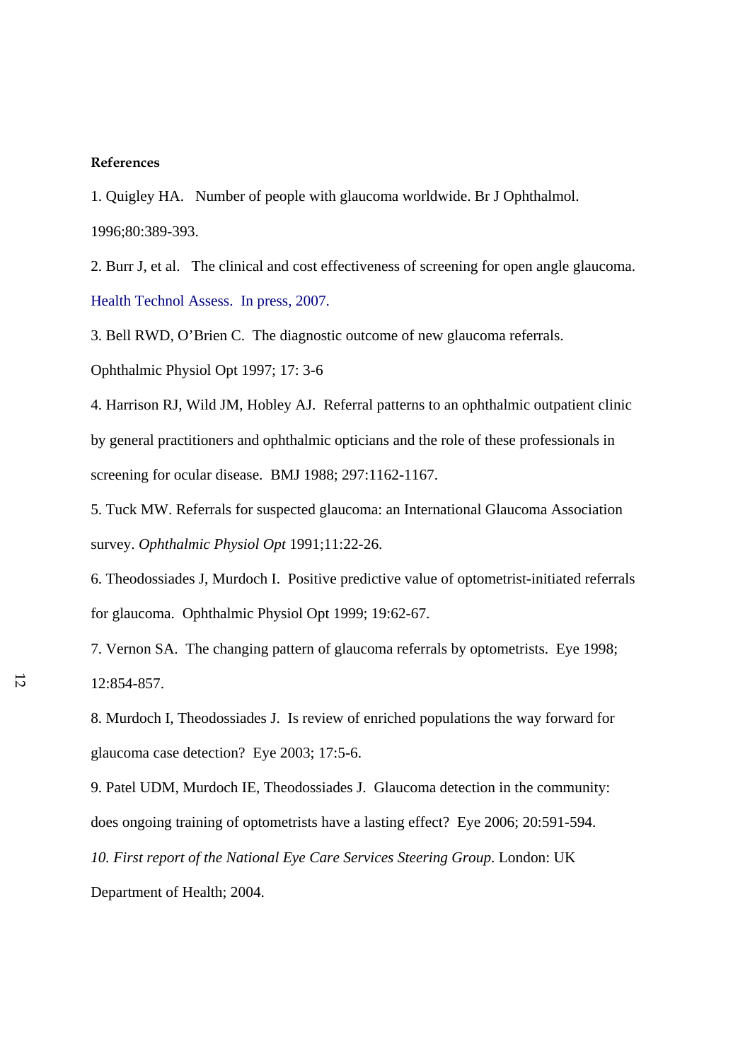**References**

1. Quigley HA. Number of people with glaucoma worldwide. Br J Ophthalmol. 1996;80:389-393.

2. Burr J, et al. The clinical and cost effectiveness of screening for open angle glaucoma. Health Technol Assess. In press, 2007.

3. Bell RWD, O'Brien C. The diagnostic outcome of new glaucoma referrals. Ophthalmic Physiol Opt 1997; 17: 3-6

4. Harrison RJ, Wild JM, Hobley AJ. Referral patterns to an ophthalmic outpatient clinic by general practitioners and ophthalmic opticians and the role of these professionals in screening for ocular disease. BMJ 1988; 297:1162-1167.

5. Tuck MW. Referrals for suspected glaucoma: an International Glaucoma Association survey. *Ophthalmic Physiol Opt* 1991;11:22-26.

6. Theodossiades J, Murdoch I. Positive predictive value of optometrist-initiated referrals for glaucoma. Ophthalmic Physiol Opt 1999; 19:62-67.

7. Vernon SA. The changing pattern of glaucoma referrals by optometrists. Eye 1998; 12:854-857.

8. Murdoch I, Theodossiades J. Is review of enriched populations the way forward for glaucoma case detection? Eye 2003; 17:5-6.

9. Patel UDM, Murdoch IE, Theodossiades J. Glaucoma detection in the community: does ongoing training of optometrists have a lasting effect? Eye 2006; 20:591-594.

10. *First report of the National Eye Care Services Steering Group*. London: UK Department of Health; 2004.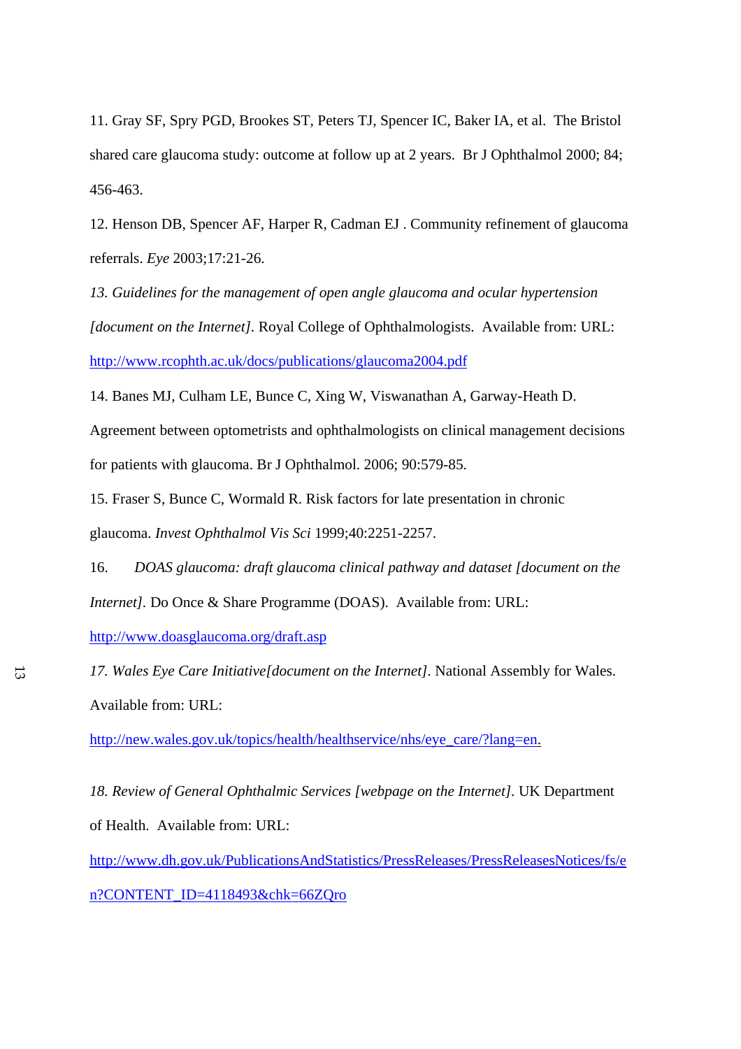11. Gray SF, Spry PGD, Brookes ST, Peters TJ, Spencer IC, Baker IA, et al. The Bristol shared care glaucoma study: outcome at follow up at 2 years. Br J Ophthalmol 2000; 84; 456-463.

12. Henson DB, Spencer AF, Harper R, Cadman EJ . Community refinement of glaucoma referrals. *Eye* 2003;17:21-26.

*13. Guidelines for the management of open angle glaucoma and ocular hypertension [document on the Internet]*. Royal College of Ophthalmologists. Available from: URL: http://www.rcophth.ac.uk/docs/publications/glaucoma2004.pdf

14. Banes MJ, Culham LE, Bunce C, Xing W, Viswanathan A, Garway-Heath D. Agreement between optometrists and ophthalmologists on clinical management decisions for patients with glaucoma. Br J Ophthalmol. 2006; 90:579-85.

15. Fraser S, Bunce C, Wormald R. Risk factors for late presentation in chronic glaucoma. *Invest Ophthalmol Vis Sci* 1999;40:2251-2257.

16. *DOAS glaucoma: draft glaucoma clinical pathway and dataset [document on the Internet]*. Do Once & Share Programme (DOAS). Available from: URL: http://www.doasglaucoma.org/draft.asp

*17. Wales Eye Care Initiative[document on the Internet]*. National Assembly for Wales. Available from: URL: http://new.wales.gov.uk/topics/health/healthservice/nhs/eye_care/?lang=en.

*18. Review of General Ophthalmic Services [webpage on the Internet]*. UK Department of Health. Available from: URL: http://www.dh.gov.uk/PublicationsAndStatistics/PressReleases/PressReleasesNotices/fs/en?CONTENT_ID=4118493&chk=66ZQro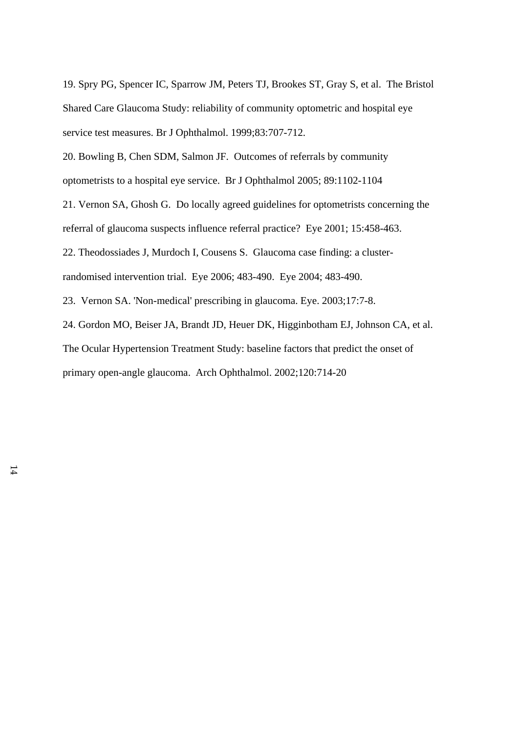19. Spry PG, Spencer IC, Sparrow JM, Peters TJ, Brookes ST, Gray S, et al. The Bristol Shared Care Glaucoma Study: reliability of community optometric and hospital eye service test measures. Br J Ophthalmol. 1999;83:707-712.

20. Bowling B, Chen SDM, Salmon JF. Outcomes of referrals by community optometrists to a hospital eye service. Br J Ophthalmol 2005; 89:1102-1104

21. Vernon SA, Ghosh G. Do locally agreed guidelines for optometrists concerning the referral of glaucoma suspects influence referral practice? Eye 2001; 15:458-463.

22. Theodossiades J, Murdoch I, Cousens S. Glaucoma case finding: a cluster-randomised intervention trial. Eye 2006; 483-490. Eye 2004; 483-490.

23. Vernon SA. 'Non-medical' prescribing in glaucoma. Eye. 2003;17:7-8.

24. Gordon MO, Beiser JA, Brandt JD, Heuer DK, Higginbotham EJ, Johnson CA, et al. The Ocular Hypertension Treatment Study: baseline factors that predict the onset of primary open-angle glaucoma. Arch Ophthalmol. 2002;120:714-20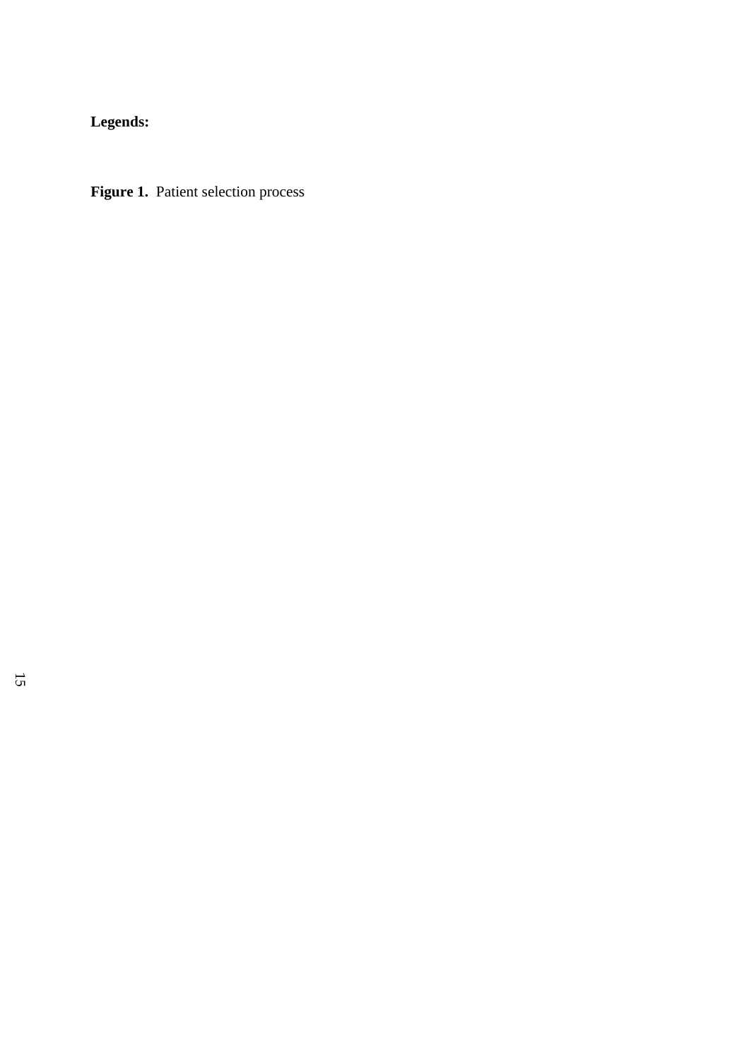**Legends:**

**Figure 1.** Patient selection process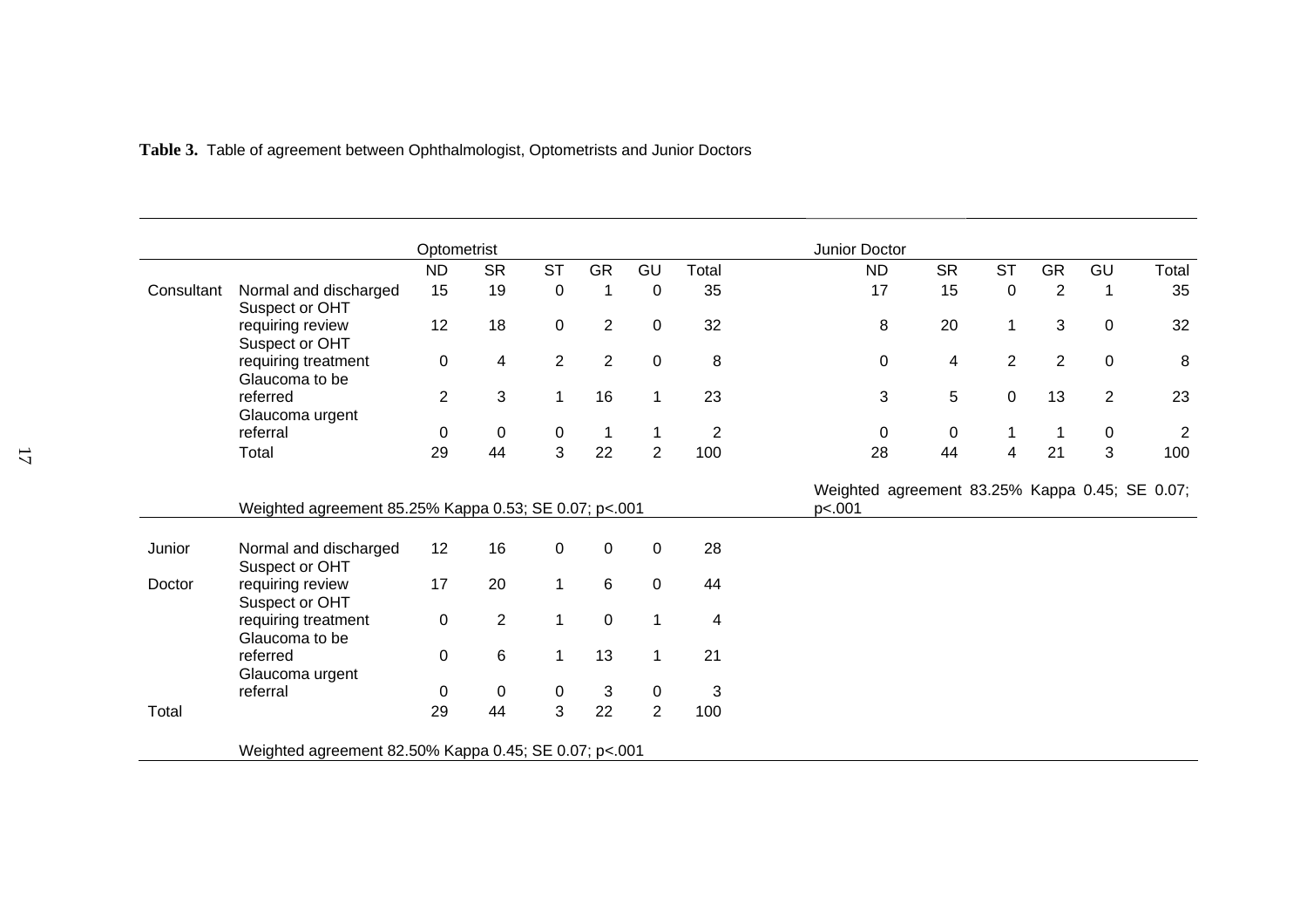**Table 3.** Table of agreement between Ophthalmologist, Optometrists and Junior Doctors

| | | Optometrist | | | | | | Junior Doctor | | | | | |
|---|---|---|---|---|---|---|---|---|---|---|---|---|---|
| | | ND | SR | ST | GR | GU | Total | ND | SR | ST | GR | GU | Total |
| Consultant | Normal and discharged | 15 | 19 | 0 | 1 | 0 | 35 | 17 | 15 | 0 | 2 | 1 | 35 |
| | Suspect or OHT requiring review | 12 | 18 | 0 | 2 | 0 | 32 | 8 | 20 | 1 | 3 | 0 | 32 |
| | Suspect or OHT requiring treatment | 0 | 4 | 2 | 2 | 0 | 8 | 0 | 4 | 2 | 2 | 0 | 8 |
| | Glaucoma to be referred | 2 | 3 | 1 | 16 | 1 | 23 | 3 | 5 | 0 | 13 | 2 | 23 |
| | Glaucoma urgent referral | 0 | 0 | 0 | 1 | 1 | 2 | 0 | 0 | 1 | 1 | 0 | 2 |
| | Total | 29 | 44 | 3 | 22 | 2 | 100 | 28 | 44 | 4 | 21 | 3 | 100 |
| | Weighted agreement 85.25% Kappa 0.53; SE 0.07; p<.001 | | | | | | | Weighted agreement 83.25% Kappa 0.45; SE 0.07; p<.001 | | | | | |
| Junior Doctor | Normal and discharged | 12 | 16 | 0 | 0 | 0 | 28 | | | | | | |
| | Suspect or OHT requiring review | 17 | 20 | 1 | 6 | 0 | 44 | | | | | | |
| | Suspect or OHT requiring treatment | 0 | 2 | 1 | 0 | 1 | 4 | | | | | | |
| | Glaucoma to be referred | 0 | 6 | 1 | 13 | 1 | 21 | | | | | | |
| | Glaucoma urgent referral | 0 | 0 | 0 | 3 | 0 | 3 | | | | | | |
| Total | | 29 | 44 | 3 | 22 | 2 | 100 | | | | | | |
| | Weighted agreement 82.50% Kappa 0.45; SE 0.07; p<.001 | | | | | | | | | | | | |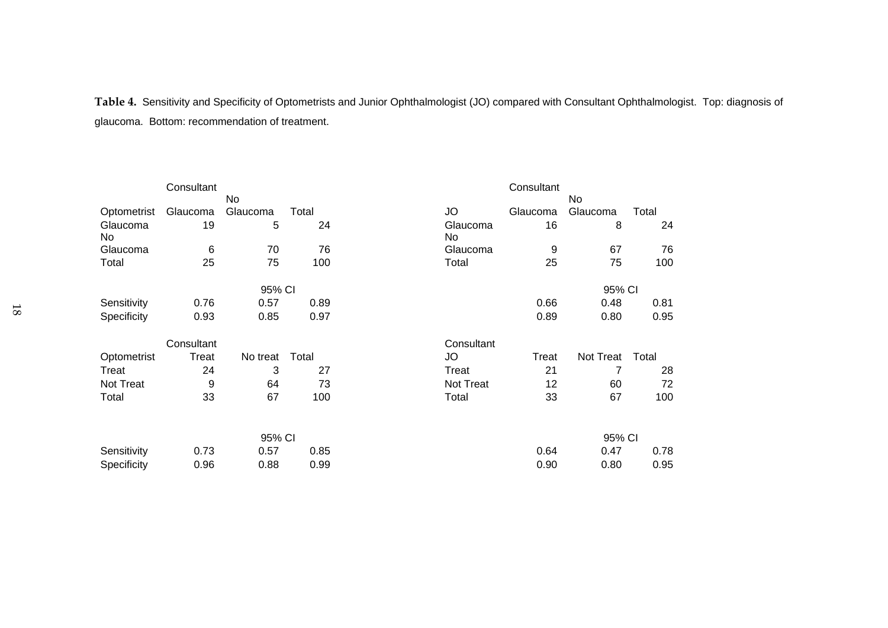**Table 4.** Sensitivity and Specificity of Optometrists and Junior Ophthalmologist (JO) compared with Consultant Ophthalmologist. Top: diagnosis of glaucoma. Bottom: recommendation of treatment.

| | Consultant | | |
|---|---|---|---|
| Optometrist | Glaucoma | No Glaucoma | Total |
| Glaucoma | 19 | 5 | 24 |
| No Glaucoma | 6 | 70 | 76 |
| Total | 25 | 75 | 100 |

| | | 95% CI | |
|---|---|---|---|
| Sensitivity | 0.76 | 0.57 | 0.89 |
| Specificity | 0.93 | 0.85 | 0.97 |

| | Consultant | | |
|---|---|---|---|
| JO | Glaucoma | No Glaucoma | Total |
| Glaucoma | 16 | 8 | 24 |
| No Glaucoma | 9 | 67 | 76 |
| Total | 25 | 75 | 100 |

| | | 95% CI | |
|---|---|---|---|
| Sensitivity | 0.66 | 0.48 | 0.81 |
| Specificity | 0.89 | 0.80 | 0.95 |

| | Consultant | | |
|---|---|---|---|
| Optometrist | Treat | No treat | Total |
| Treat | 24 | 3 | 27 |
| Not Treat | 9 | 64 | 73 |
| Total | 33 | 67 | 100 |

| | | 95% CI | |
|---|---|---|---|
| Sensitivity | 0.73 | 0.57 | 0.85 |
| Specificity | 0.96 | 0.88 | 0.99 |

| Consultant | | | |
|---|---|---|---|
| JO | Treat | Not Treat | Total |
| Treat | 21 | 7 | 28 |
| Not Treat | 12 | 60 | 72 |
| Total | 33 | 67 | 100 |

| | | 95% CI | |
|---|---|---|---|
| Sensitivity | 0.64 | 0.47 | 0.78 |
| Specificity | 0.90 | 0.80 | 0.95 |